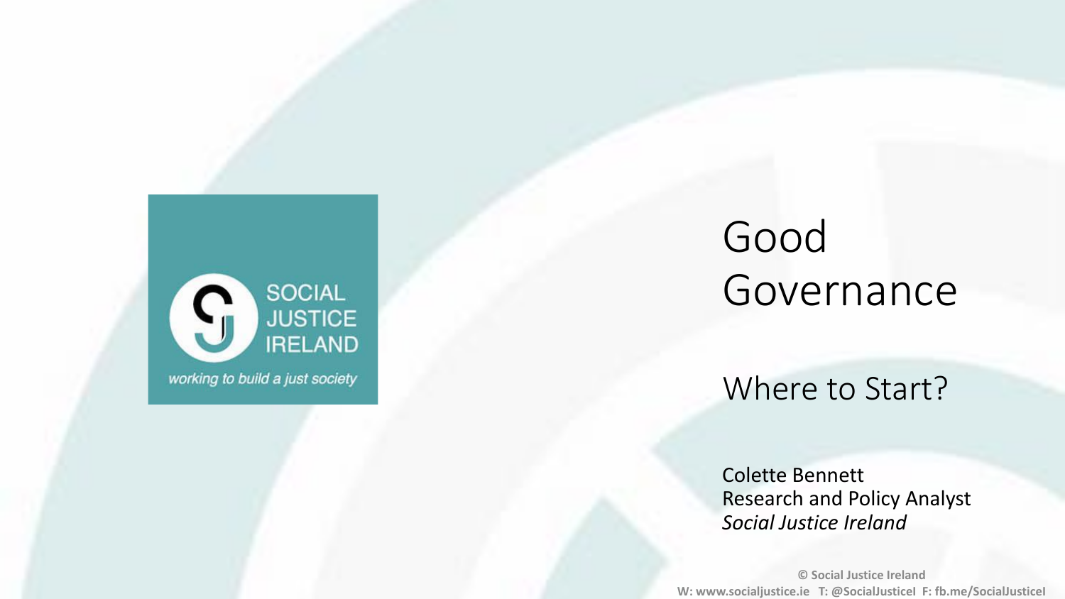SOCIAL JUSTICE IRELAND

*working to build a just society*

# Good Governance

## Where to Start?

Colette Bennett
Research and Policy Analyst
*Social Justice Ireland*

**© Social Justice Ireland**
**W: www.socialjustice.ie T: @SocialJusticeI F: fb.me/SocialJusticeI**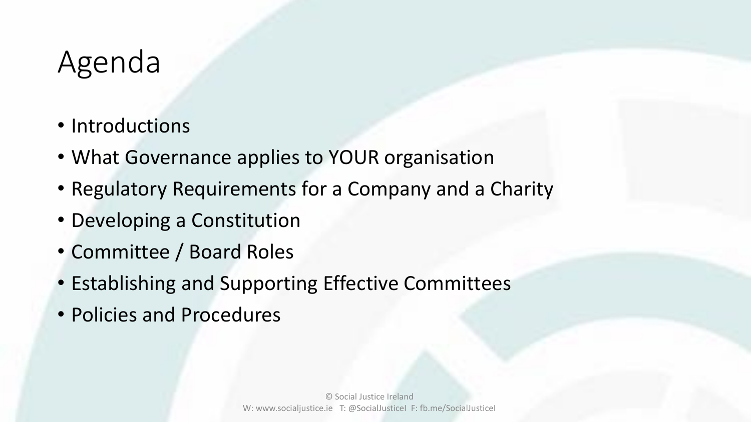# Agenda

- Introductions
- What Governance applies to YOUR organisation
- Regulatory Requirements for a Company and a Charity
- Developing a Constitution
- Committee / Board Roles
- Establishing and Supporting Effective Committees
- Policies and Procedures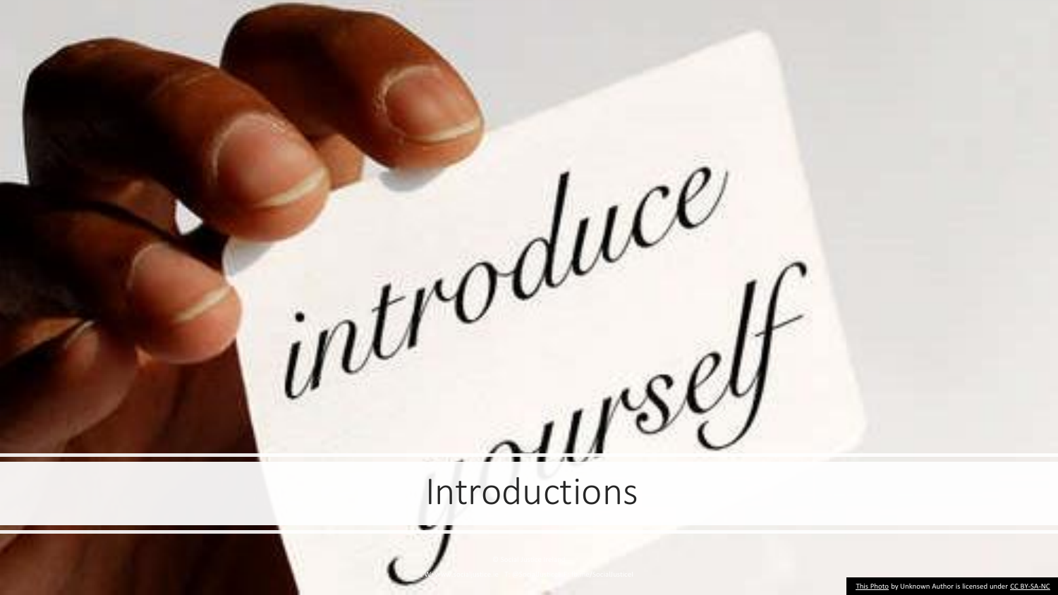# Introductions

This Photo by Unknown Author is licensed under CC BY-SA-NC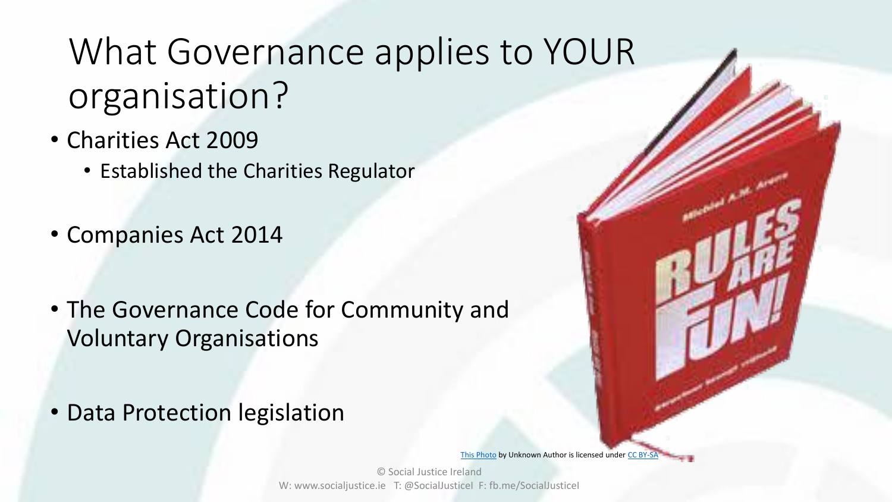# What Governance applies to YOUR organisation?

- Charities Act 2009
  - Established the Charities Regulator
- Companies Act 2014
- The Governance Code for Community and Voluntary Organisations
- Data Protection legislation

This Photo by Unknown Author is licensed under CC BY-SA

© Social Justice Ireland
W: www.socialjustice.ie T: @SocialJusticeI F: fb.me/SocialJusticeI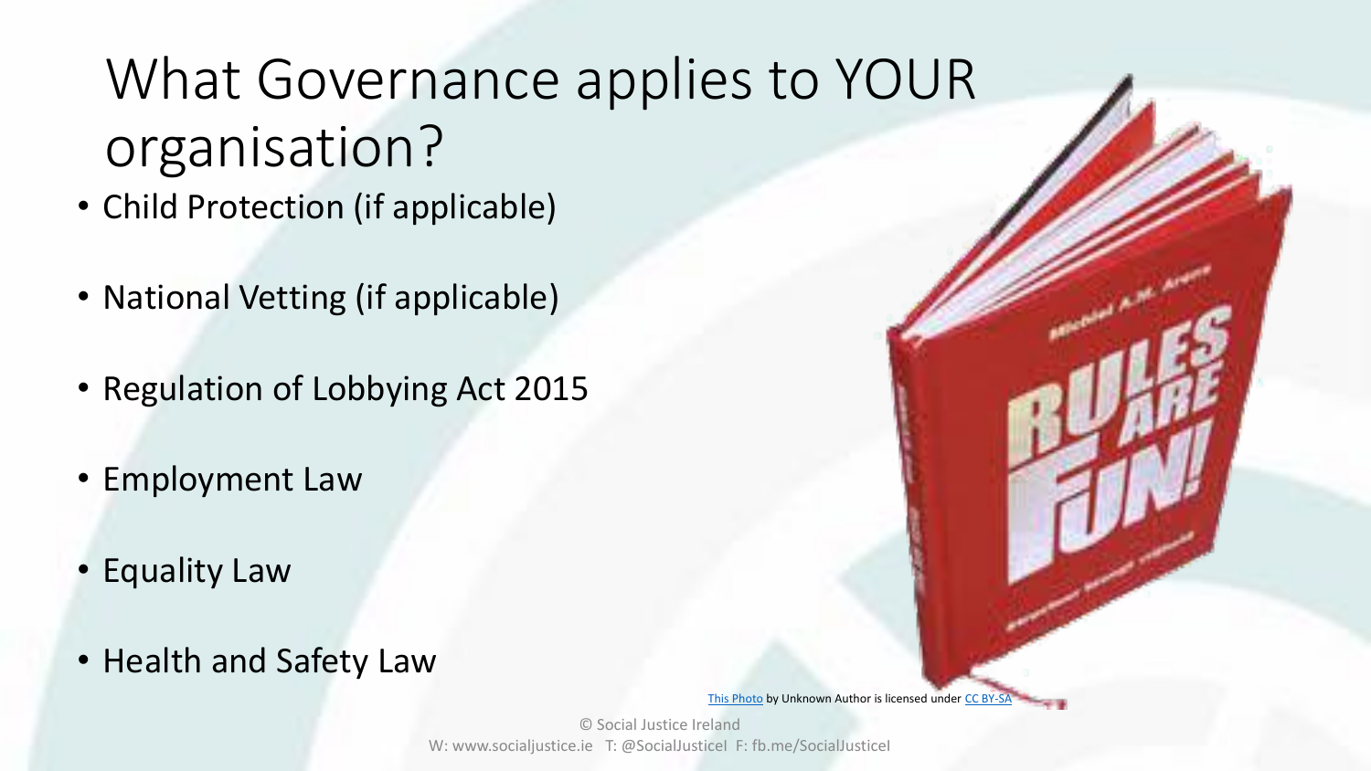# What Governance applies to YOUR organisation?

- Child Protection (if applicable)
- National Vetting (if applicable)
- Regulation of Lobbying Act 2015
- Employment Law
- Equality Law
- Health and Safety Law

This Photo by Unknown Author is licensed under CC BY-SA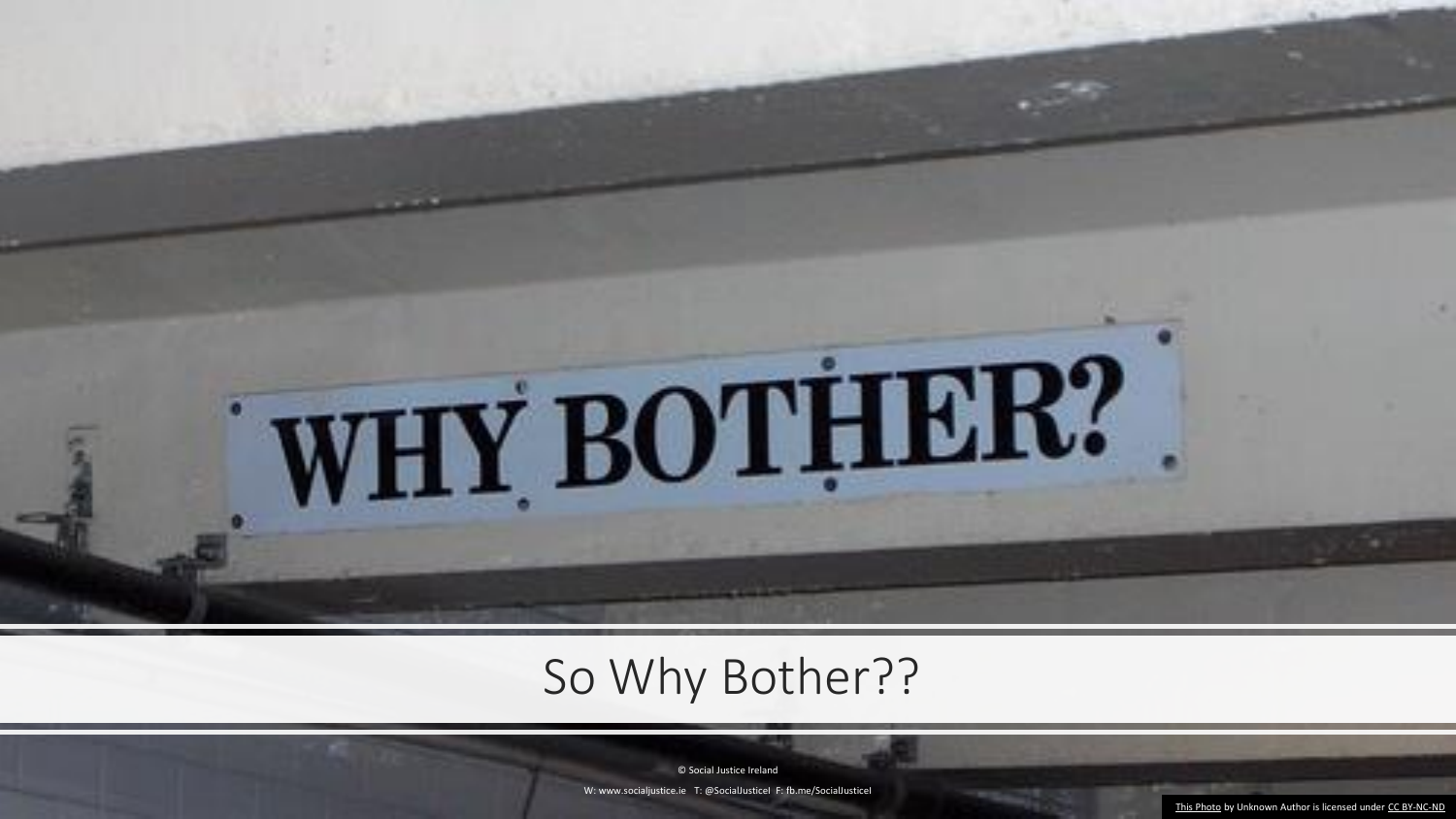# So Why Bother??

[This Photo](#) by Unknown Author is licensed under [CC BY-NC-ND](#)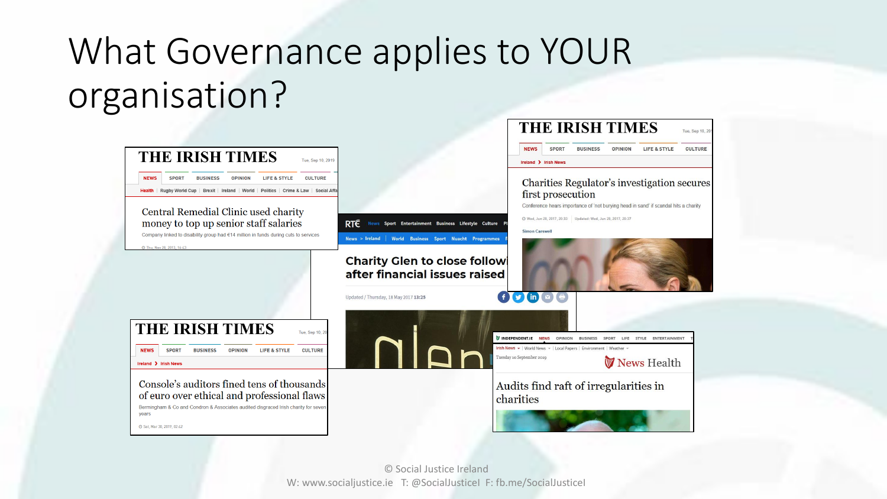# What Governance applies to YOUR organisation?

THE IRISH TIMES

Central Remedial Clinic used charity money to top up senior staff salaries

Company linked to disability group had €14 million in funds during cuts to services

RTÉ

Charity Glen to close following after financial issues raised

Updated / Thursday, 18 May 2017 13:25

THE IRISH TIMES

Charities Regulator's investigation secures first prosecution

Conference hears importance of 'not burying head in sand' if scandal hits a charity

THE IRISH TIMES

Console's auditors fined tens of thousands of euro over ethical and professional flaws

Bermingham & Co and Condron & Associates audited disgraced Irish charity for seven years

INDEPENDENT.IE — News Health

Audits find raft of irregularities in charities

© Social Justice Ireland
W: www.socialjustice.ie T: @SocialJusticeI F: fb.me/SocialJusticeI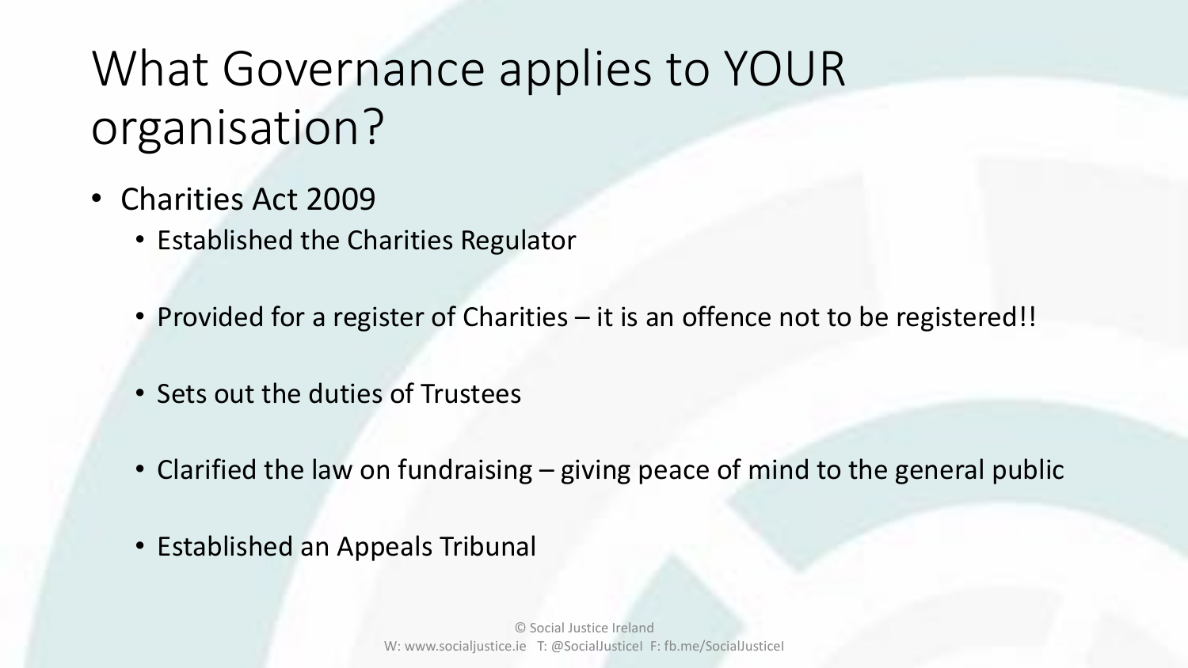# What Governance applies to YOUR organisation?

- Charities Act 2009
  - Established the Charities Regulator
  - Provided for a register of Charities – it is an offence not to be registered!!
  - Sets out the duties of Trustees
  - Clarified the law on fundraising – giving peace of mind to the general public
  - Established an Appeals Tribunal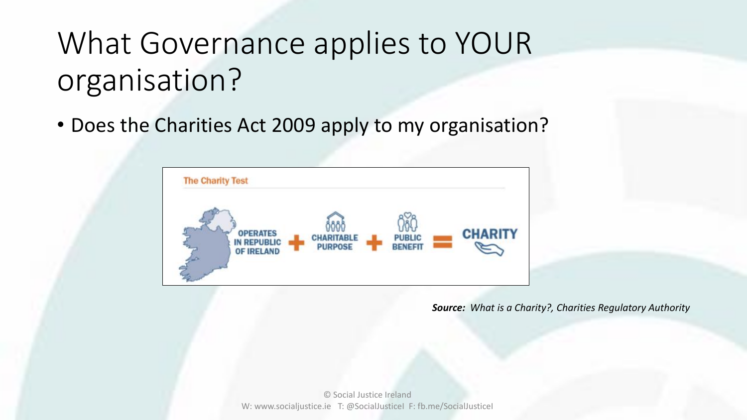# What Governance applies to YOUR organisation?

- Does the Charities Act 2009 apply to my organisation?

The Charity Test

OPERATES IN REPUBLIC OF IRELAND + CHARITABLE PURPOSE + PUBLIC BENEFIT = CHARITY

***Source:*** *What is a Charity?, Charities Regulatory Authority*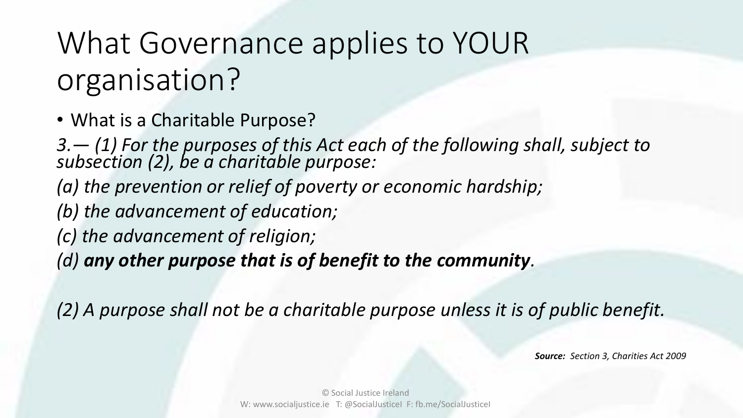# What Governance applies to YOUR organisation?

- What is a Charitable Purpose?

*3.— (1) For the purposes of this Act each of the following shall, subject to subsection (2), be a charitable purpose:*

*(a) the prevention or relief of poverty or economic hardship;*

*(b) the advancement of education;*

*(c) the advancement of religion;*

*(d)* ***any other purpose that is of benefit to the community****.*

*(2) A purpose shall not be a charitable purpose unless it is of public benefit.*

***Source:*** *Section 3, Charities Act 2009*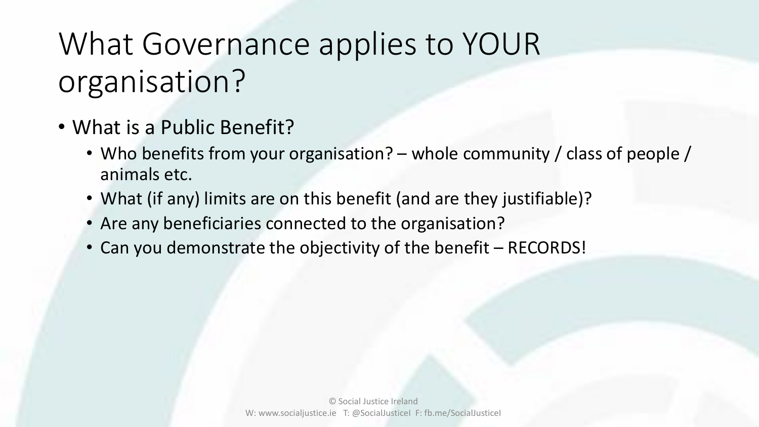# What Governance applies to YOUR organisation?

- What is a Public Benefit?
  - Who benefits from your organisation? – whole community / class of people / animals etc.
  - What (if any) limits are on this benefit (and are they justifiable)?
  - Are any beneficiaries connected to the organisation?
  - Can you demonstrate the objectivity of the benefit – RECORDS!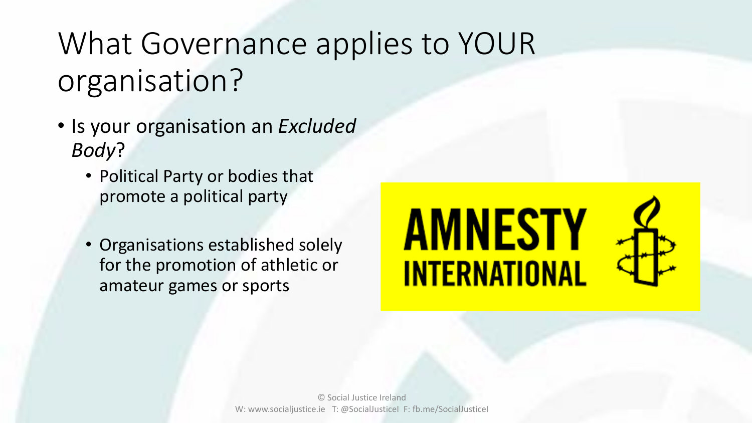# What Governance applies to YOUR organisation?

- Is your organisation an *Excluded Body*?
  - Political Party or bodies that promote a political party
  - Organisations established solely for the promotion of athletic or amateur games or sports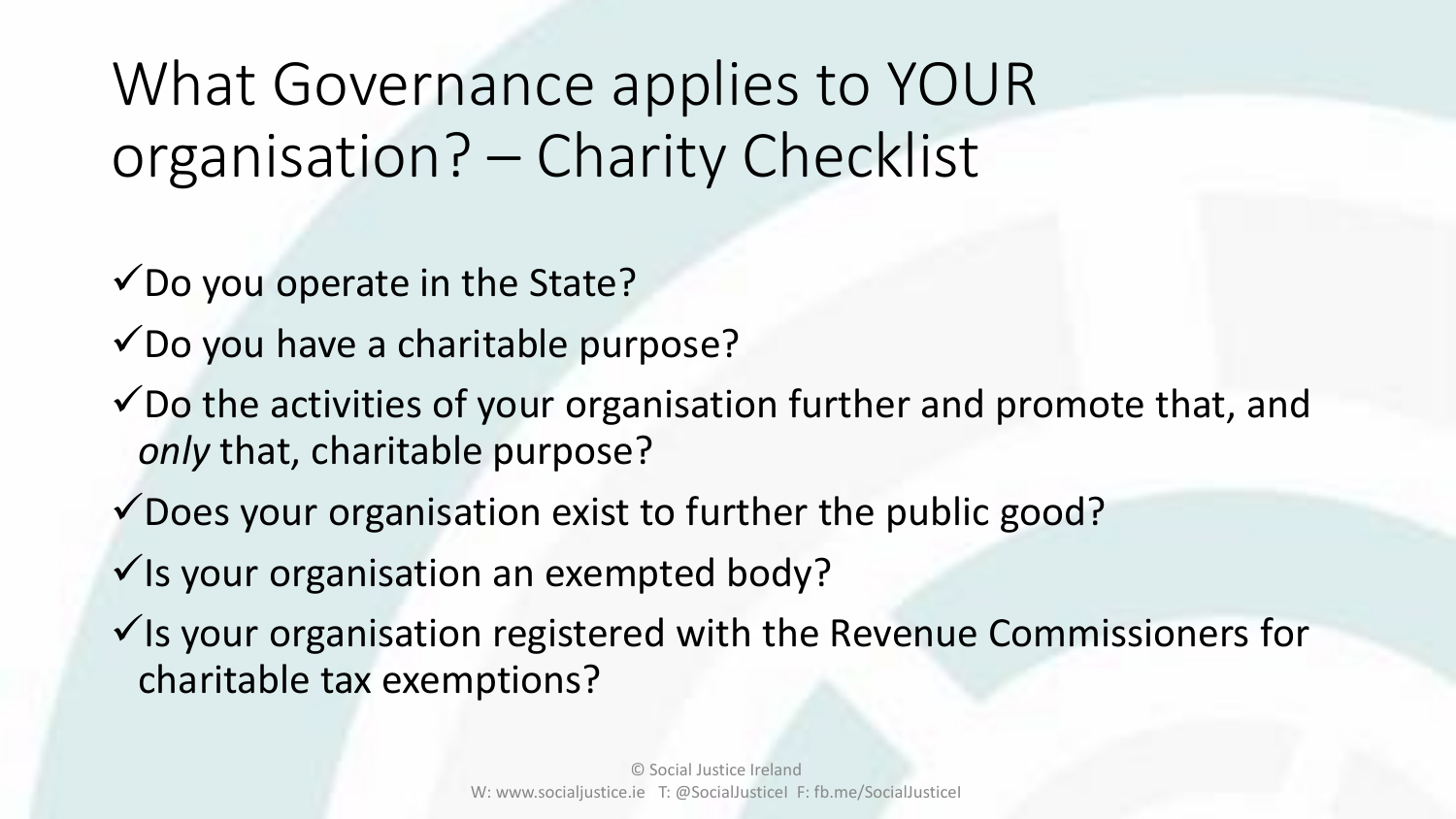# What Governance applies to YOUR organisation? – Charity Checklist

- ✓Do you operate in the State?
- ✓Do you have a charitable purpose?
- ✓Do the activities of your organisation further and promote that, and *only* that, charitable purpose?
- ✓Does your organisation exist to further the public good?
- ✓Is your organisation an exempted body?
- ✓Is your organisation registered with the Revenue Commissioners for charitable tax exemptions?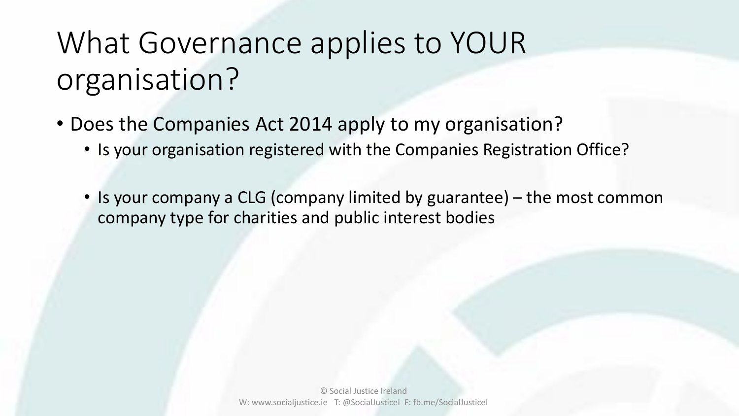# What Governance applies to YOUR organisation?

- Does the Companies Act 2014 apply to my organisation?
  - Is your organisation registered with the Companies Registration Office?
  - Is your company a CLG (company limited by guarantee) – the most common company type for charities and public interest bodies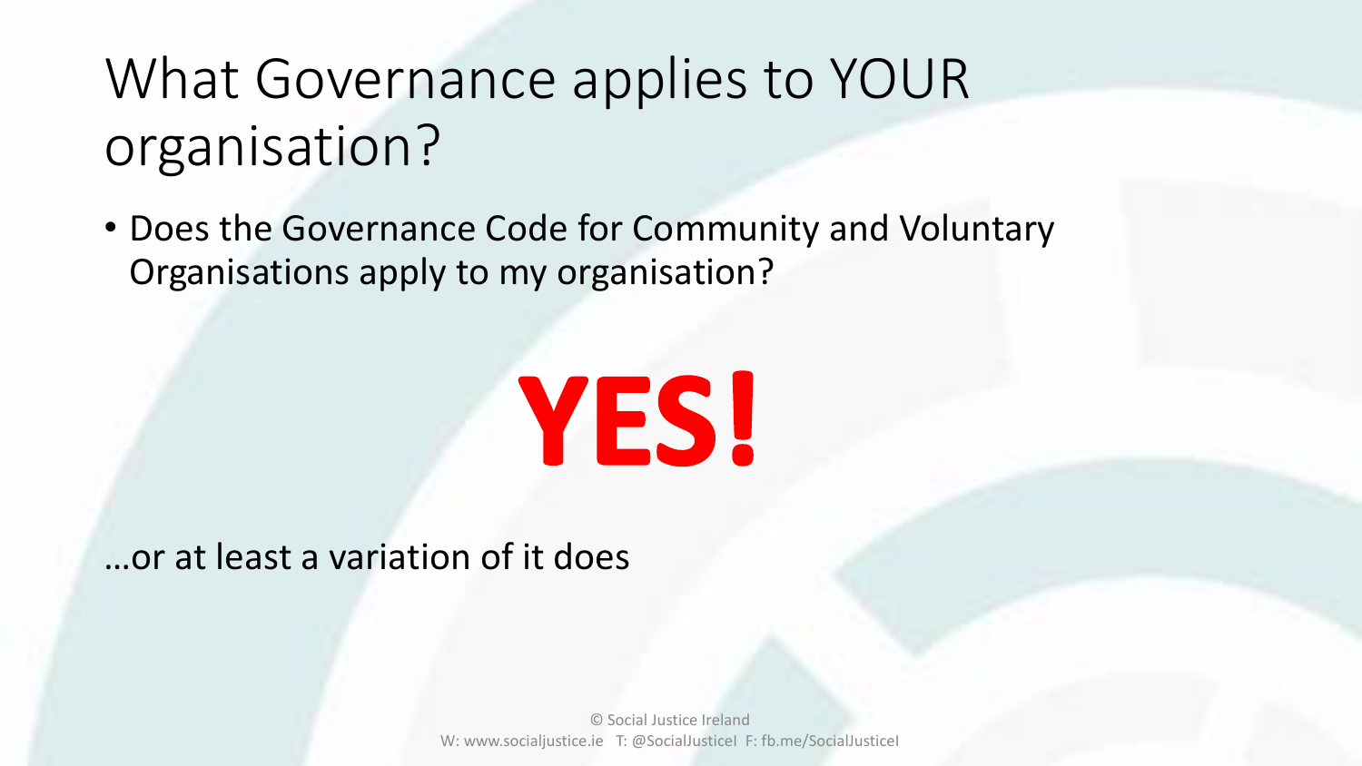# What Governance applies to YOUR organisation?

- Does the Governance Code for Community and Voluntary Organisations apply to my organisation?

**YES!**

…or at least a variation of it does

© Social Justice Ireland
W: www.socialjustice.ie T: @SocialJusticeI F: fb.me/SocialJusticeI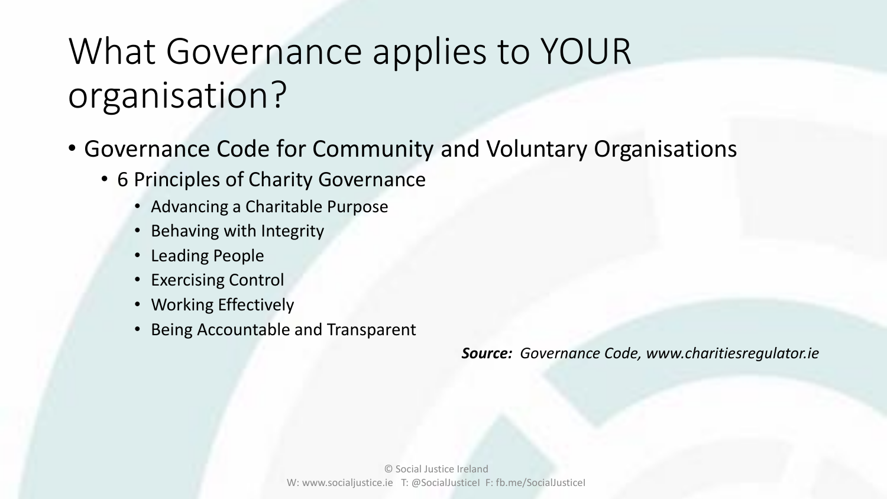# What Governance applies to YOUR organisation?

- Governance Code for Community and Voluntary Organisations
  - 6 Principles of Charity Governance
    - Advancing a Charitable Purpose
    - Behaving with Integrity
    - Leading People
    - Exercising Control
    - Working Effectively
    - Being Accountable and Transparent

***Source:*** *Governance Code, www.charitiesregulator.ie*

© Social Justice Ireland
W: www.socialjustice.ie T: @SocialJusticeI F: fb.me/SocialJusticeI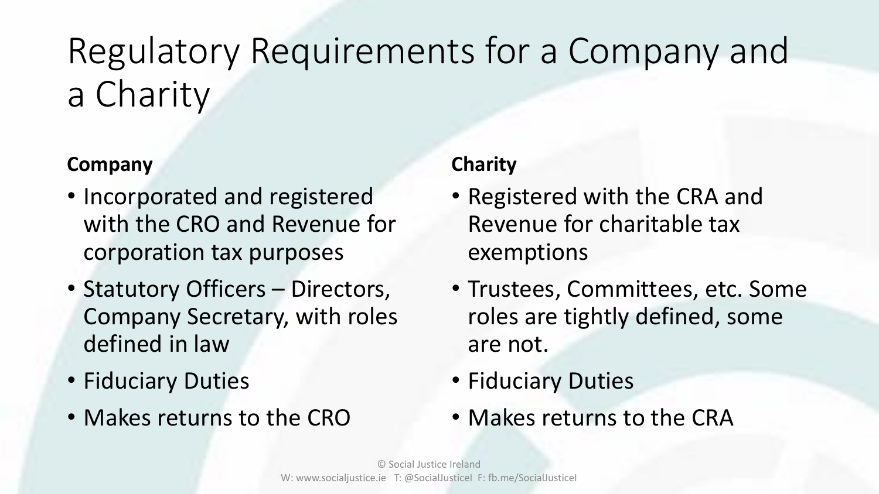# Regulatory Requirements for a Company and a Charity

**Company**

- Incorporated and registered with the CRO and Revenue for corporation tax purposes
- Statutory Officers – Directors, Company Secretary, with roles defined in law
- Fiduciary Duties
- Makes returns to the CRO

**Charity**

- Registered with the CRA and Revenue for charitable tax exemptions
- Trustees, Committees, etc. Some roles are tightly defined, some are not.
- Fiduciary Duties
- Makes returns to the CRA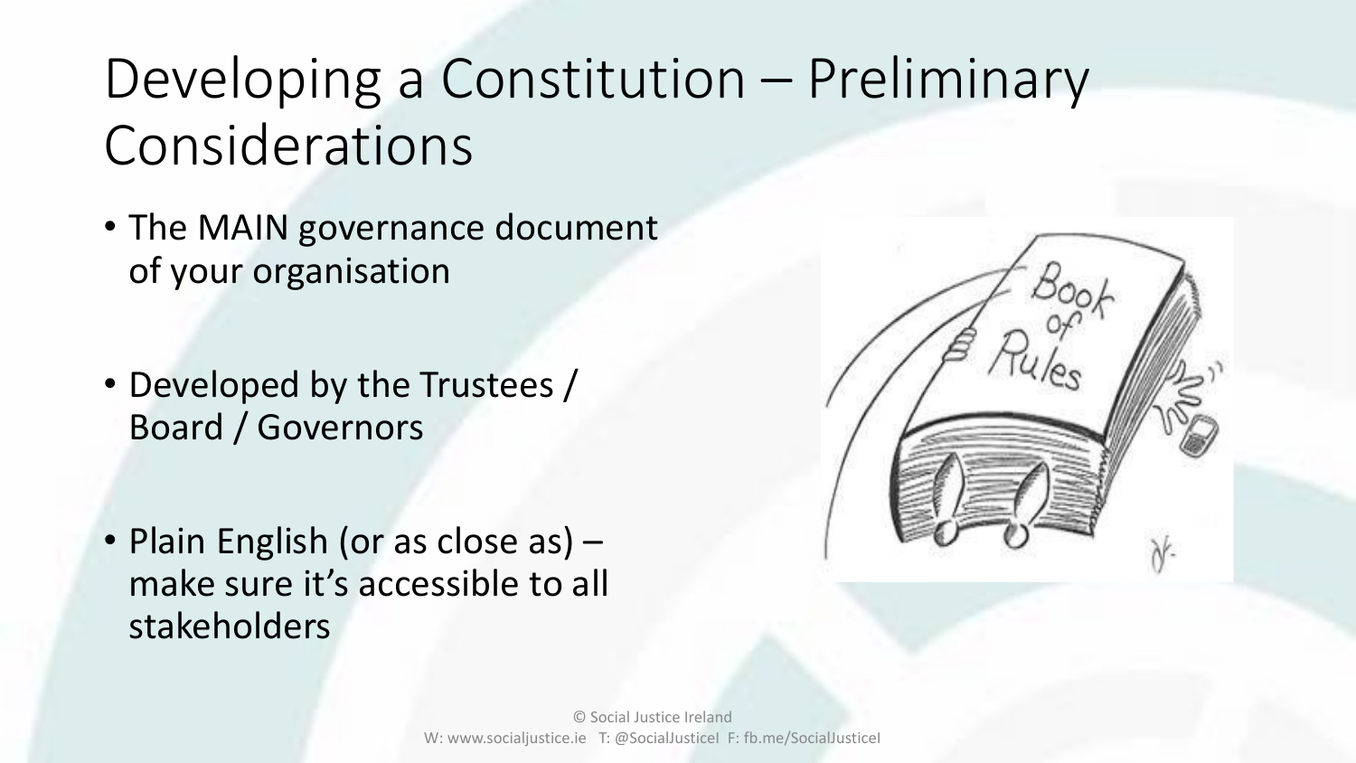# Developing a Constitution – Preliminary Considerations

- The MAIN governance document of your organisation
- Developed by the Trustees / Board / Governors
- Plain English (or as close as) – make sure it's accessible to all stakeholders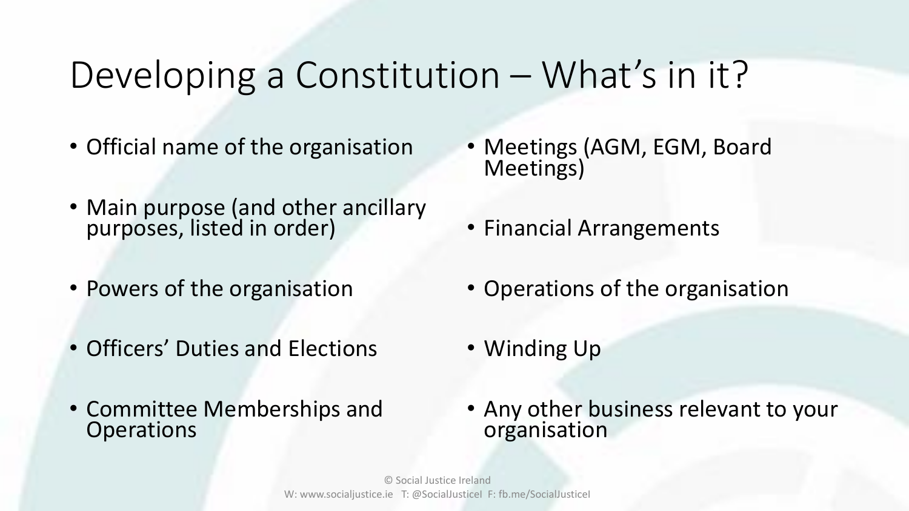# Developing a Constitution – What's in it?

- Official name of the organisation
- Main purpose (and other ancillary purposes, listed in order)
- Powers of the organisation
- Officers' Duties and Elections
- Committee Memberships and Operations
- Meetings (AGM, EGM, Board Meetings)
- Financial Arrangements
- Operations of the organisation
- Winding Up
- Any other business relevant to your organisation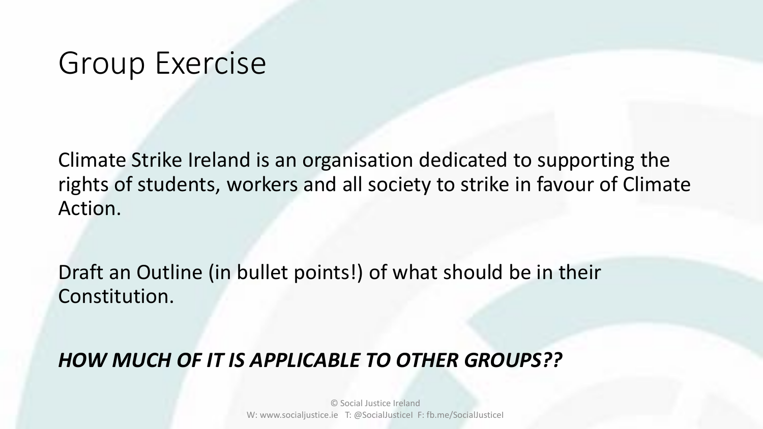# Group Exercise

Climate Strike Ireland is an organisation dedicated to supporting the rights of students, workers and all society to strike in favour of Climate Action.

Draft an Outline (in bullet points!) of what should be in their Constitution.

***HOW MUCH OF IT IS APPLICABLE TO OTHER GROUPS??***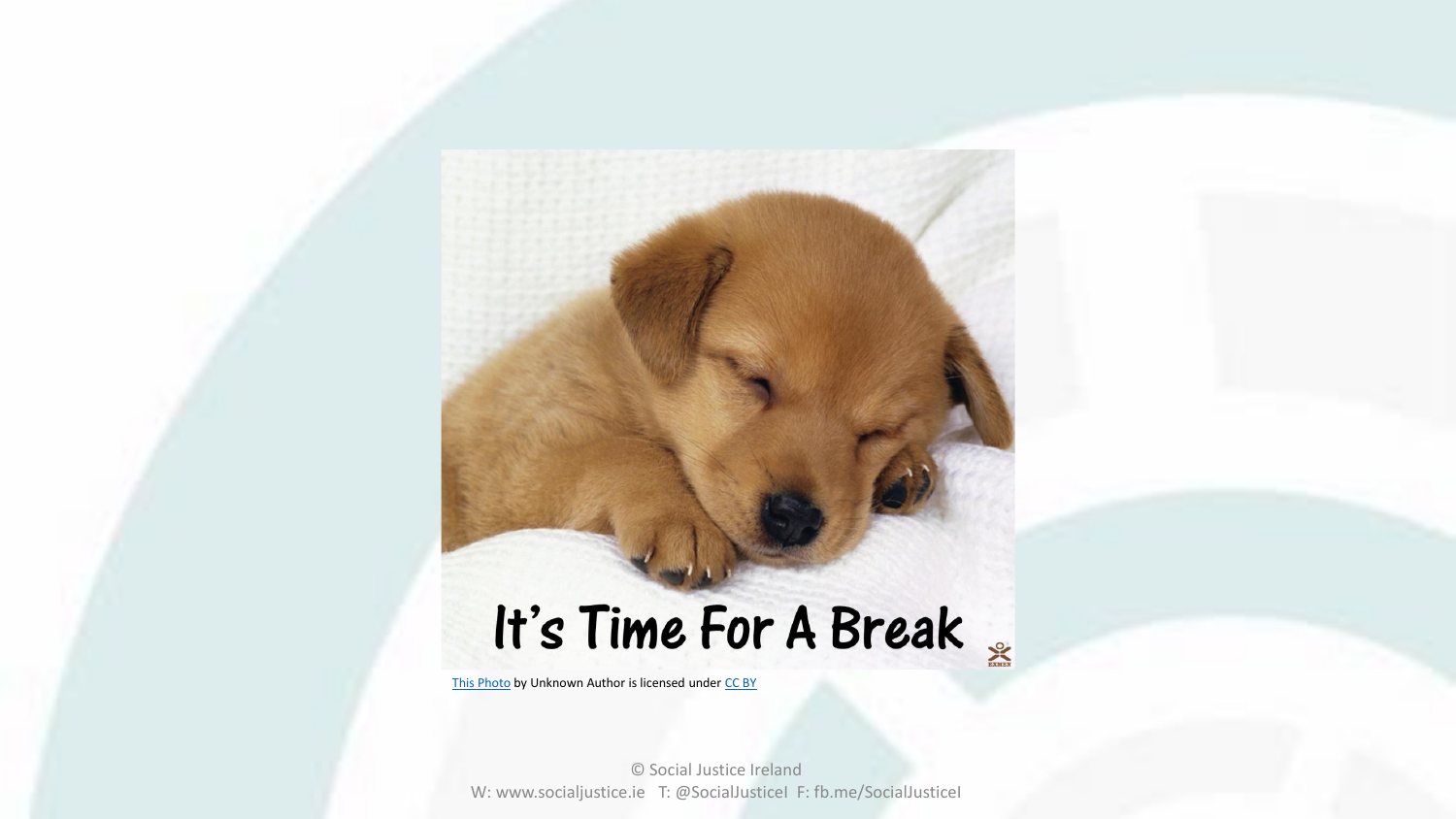It's Time For A Break

This Photo by Unknown Author is licensed under CC BY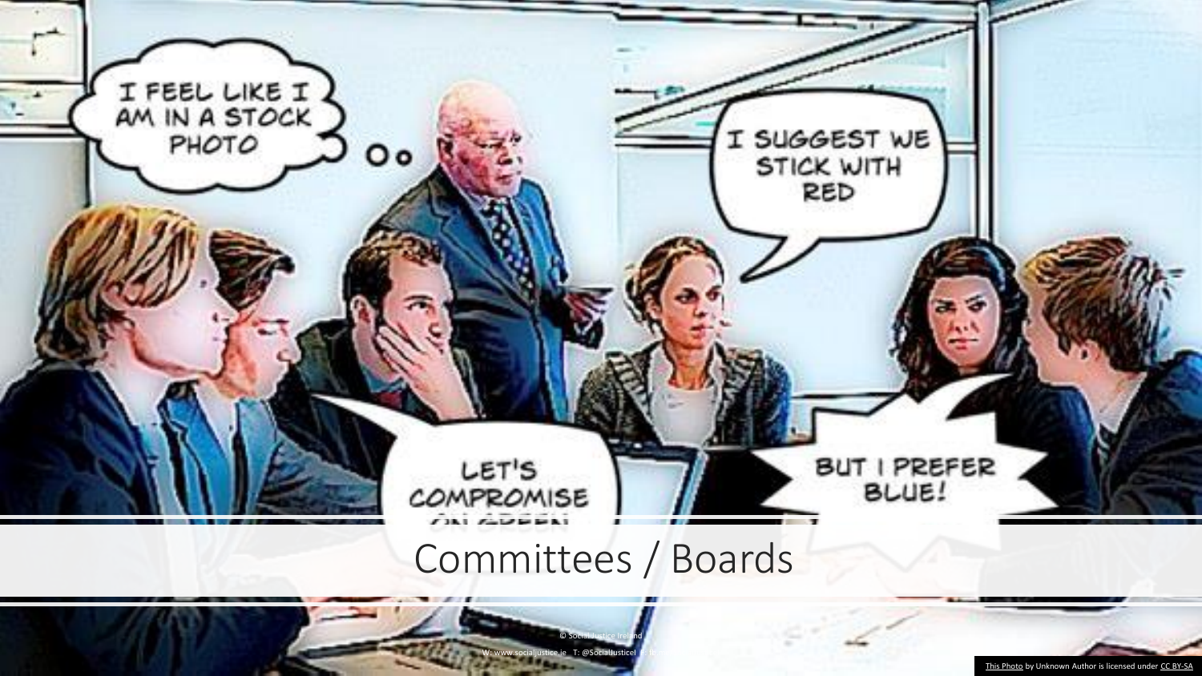# Committees / Boards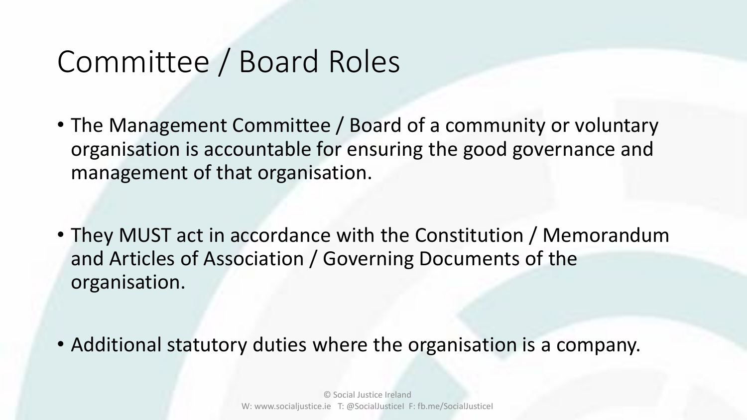# Committee / Board Roles

- The Management Committee / Board of a community or voluntary organisation is accountable for ensuring the good governance and management of that organisation.
- They MUST act in accordance with the Constitution / Memorandum and Articles of Association / Governing Documents of the organisation.
- Additional statutory duties where the organisation is a company.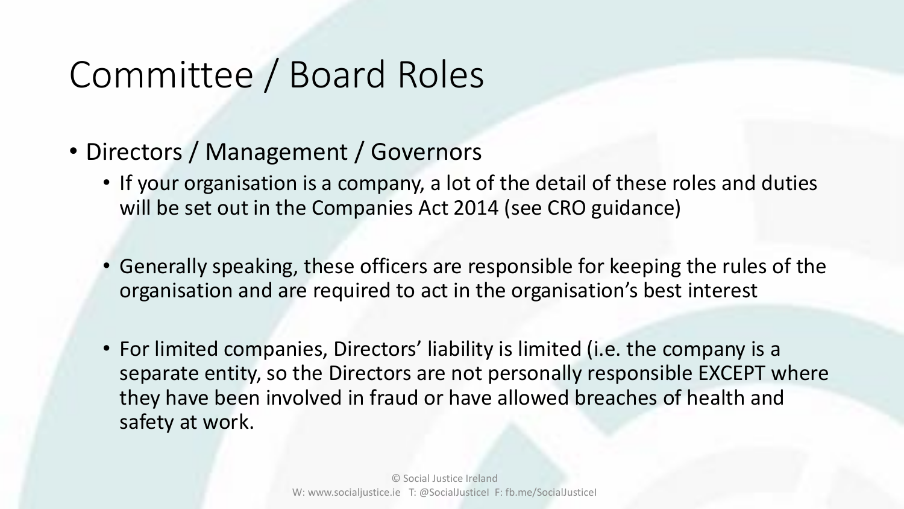# Committee / Board Roles

- Directors / Management / Governors
  - If your organisation is a company, a lot of the detail of these roles and duties will be set out in the Companies Act 2014 (see CRO guidance)
  - Generally speaking, these officers are responsible for keeping the rules of the organisation and are required to act in the organisation's best interest
  - For limited companies, Directors' liability is limited (i.e. the company is a separate entity, so the Directors are not personally responsible EXCEPT where they have been involved in fraud or have allowed breaches of health and safety at work.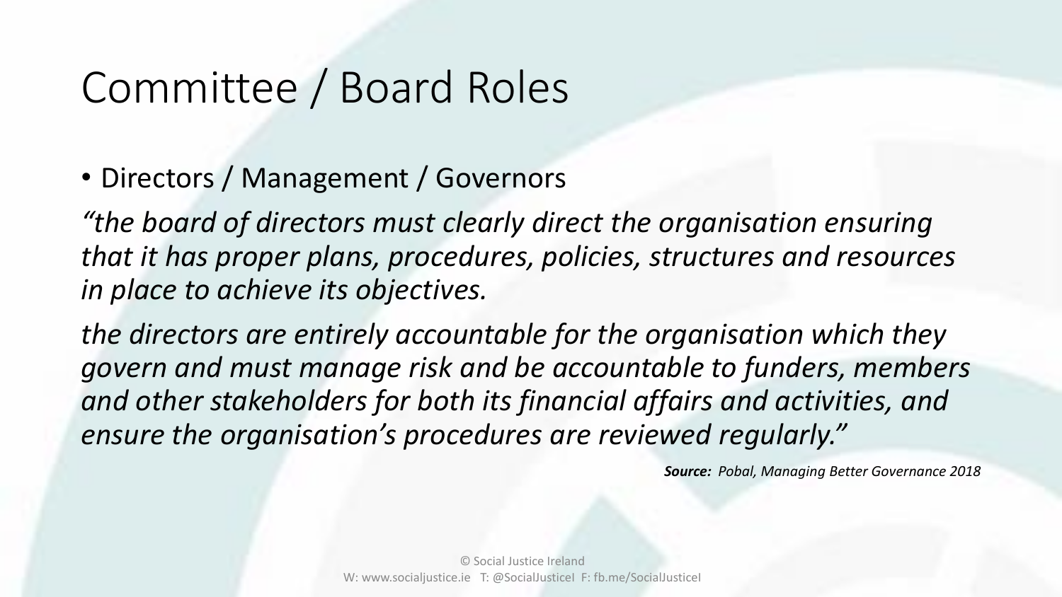# Committee / Board Roles

- Directors / Management / Governors

*"the board of directors must clearly direct the organisation ensuring that it has proper plans, procedures, policies, structures and resources in place to achieve its objectives.*

*the directors are entirely accountable for the organisation which they govern and must manage risk and be accountable to funders, members and other stakeholders for both its financial affairs and activities, and ensure the organisation's procedures are reviewed regularly."*

***Source:*** *Pobal, Managing Better Governance 2018*

© Social Justice Ireland
W: www.socialjustice.ie T: @SocialJusticeI F: fb.me/SocialJusticeI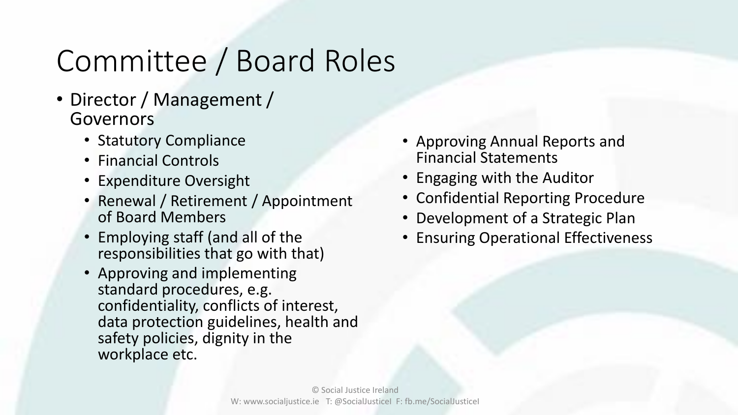# Committee / Board Roles

- Director / Management / Governors
  - Statutory Compliance
  - Financial Controls
  - Expenditure Oversight
  - Renewal / Retirement / Appointment of Board Members
  - Employing staff (and all of the responsibilities that go with that)
  - Approving and implementing standard procedures, e.g. confidentiality, conflicts of interest, data protection guidelines, health and safety policies, dignity in the workplace etc.
  - Approving Annual Reports and Financial Statements
  - Engaging with the Auditor
  - Confidential Reporting Procedure
  - Development of a Strategic Plan
  - Ensuring Operational Effectiveness

© Social Justice Ireland
W: www.socialjustice.ie T: @SocialJusticeI F: fb.me/SocialJusticeI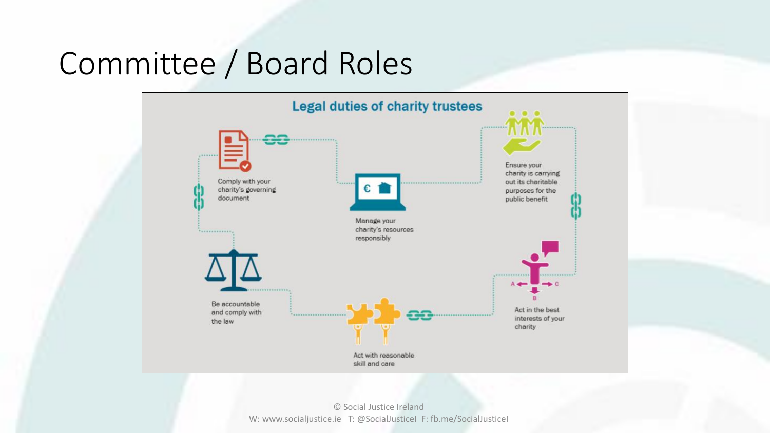# Committee / Board Roles

## Legal duties of charity trustees

- Comply with your charity's governing document
- Manage your charity's resources responsibly
- Ensure your charity is carrying out its charitable purposes for the public benefit
- Act in the best interests of your charity
- Act with reasonable skill and care
- Be accountable and comply with the law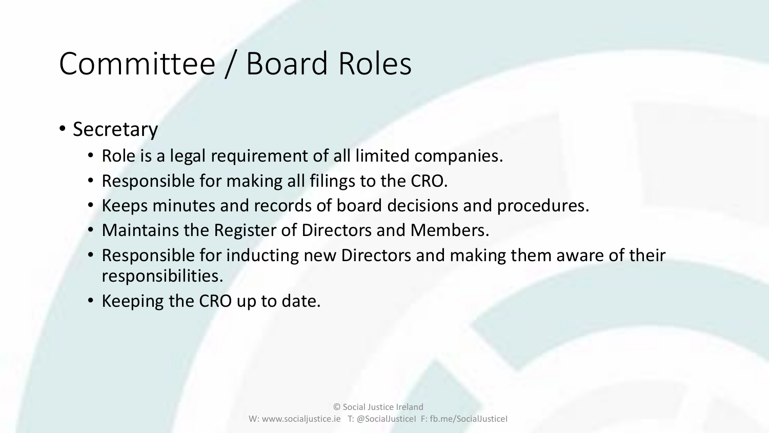# Committee / Board Roles

- Secretary
  - Role is a legal requirement of all limited companies.
  - Responsible for making all filings to the CRO.
  - Keeps minutes and records of board decisions and procedures.
  - Maintains the Register of Directors and Members.
  - Responsible for inducting new Directors and making them aware of their responsibilities.
  - Keeping the CRO up to date.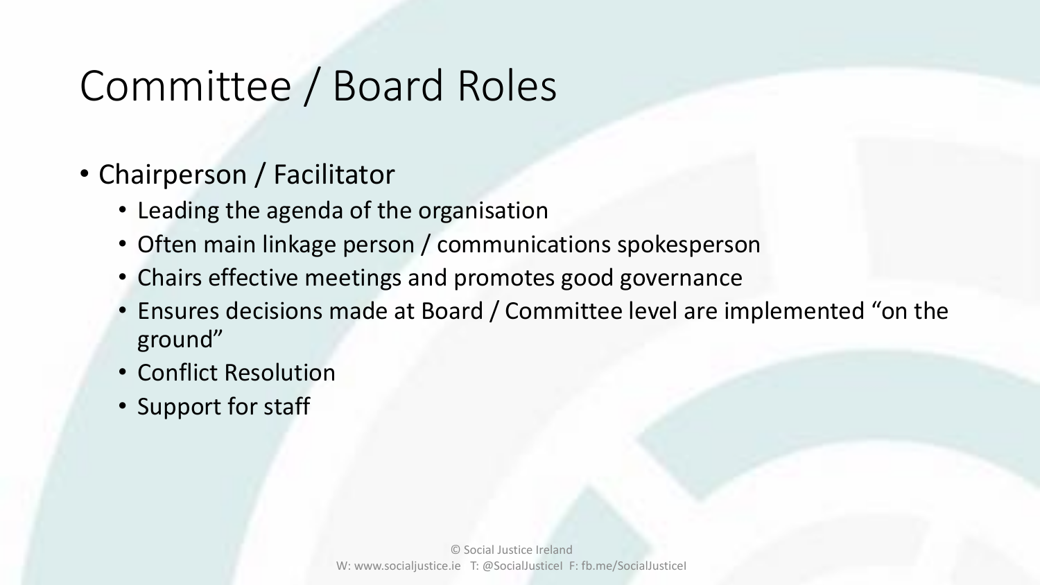# Committee / Board Roles

- Chairperson / Facilitator
  - Leading the agenda of the organisation
  - Often main linkage person / communications spokesperson
  - Chairs effective meetings and promotes good governance
  - Ensures decisions made at Board / Committee level are implemented "on the ground"
  - Conflict Resolution
  - Support for staff

© Social Justice Ireland
W: www.socialjustice.ie T: @SocialJusticeI F: fb.me/SocialJusticeI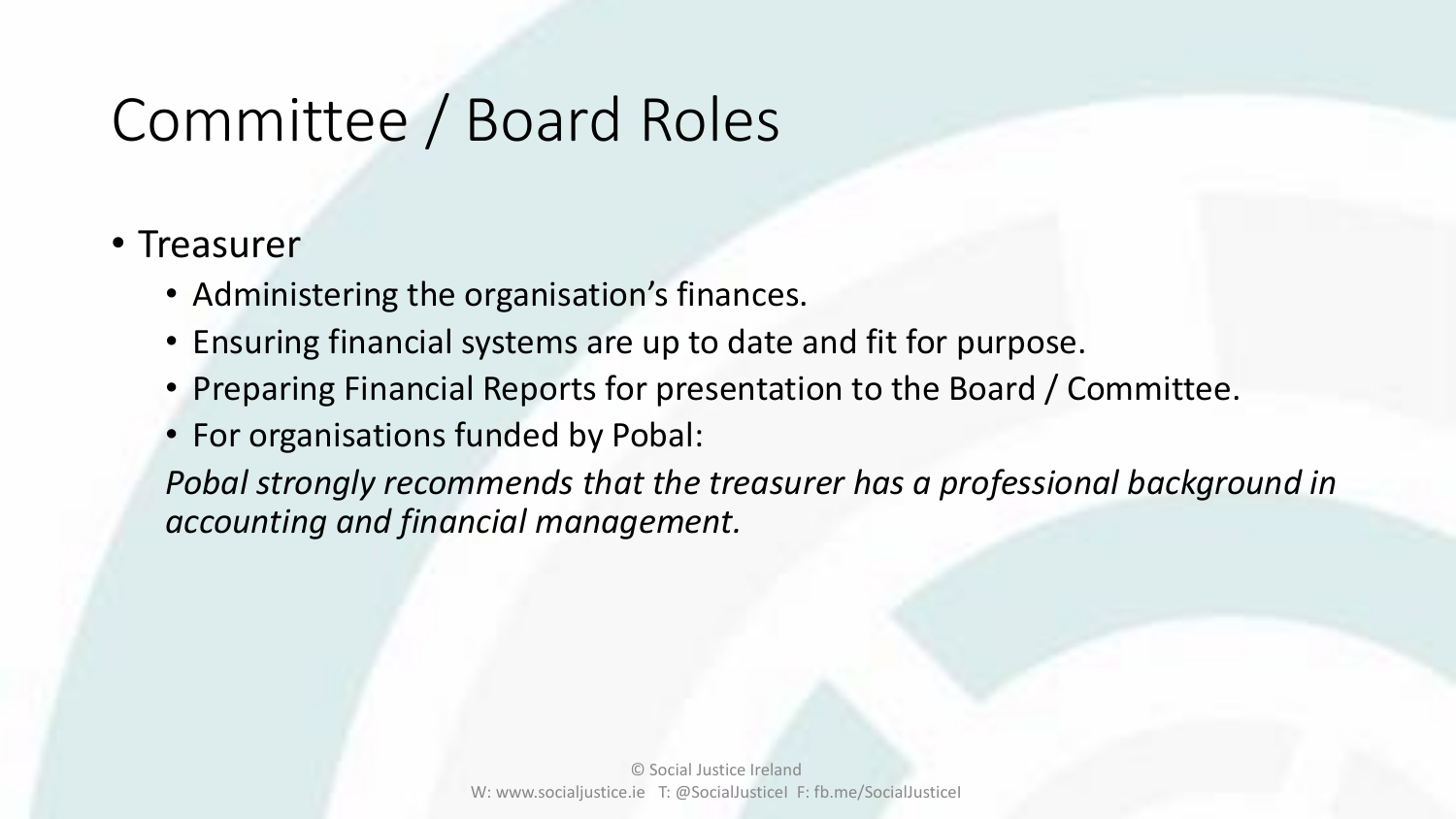# Committee / Board Roles

- Treasurer
  - Administering the organisation's finances.
  - Ensuring financial systems are up to date and fit for purpose.
  - Preparing Financial Reports for presentation to the Board / Committee.
  - For organisations funded by Pobal:

  *Pobal strongly recommends that the treasurer has a professional background in accounting and financial management.*

© Social Justice Ireland
W: www.socialjustice.ie T: @SocialJusticeI F: fb.me/SocialJusticeI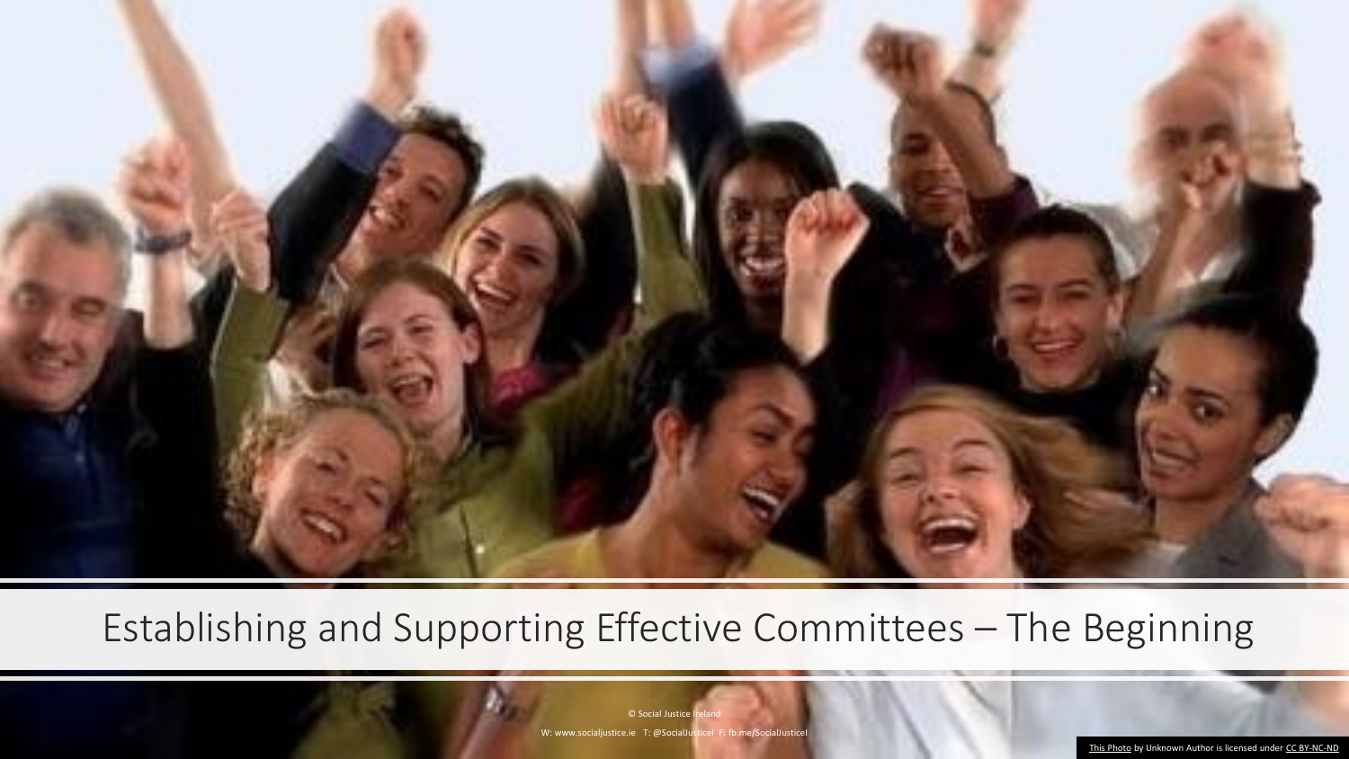# Establishing and Supporting Effective Committees – The Beginning

© Social Justice Ireland

W: www.socialjustice.ie T: @SocialJusticeI F: fb.me/SocialJusticeI

This Photo by Unknown Author is licensed under CC BY-NC-ND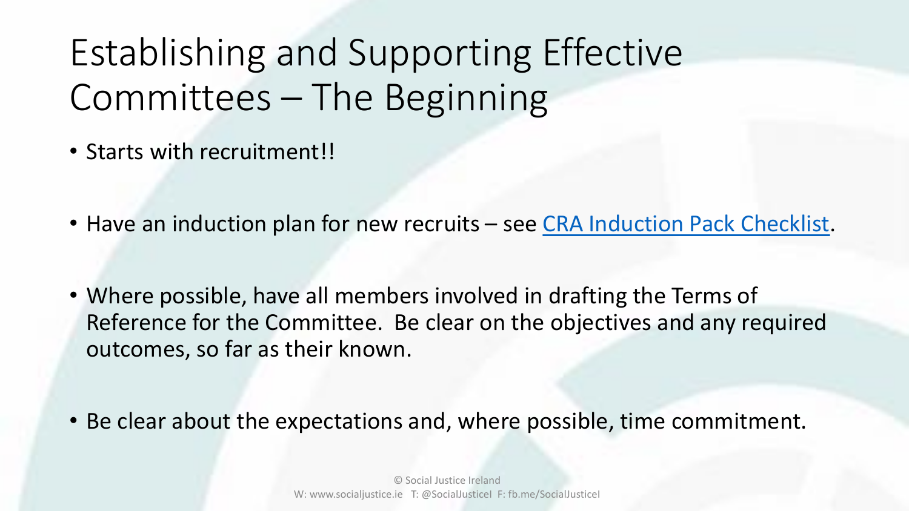# Establishing and Supporting Effective Committees – The Beginning

- Starts with recruitment!!
- Have an induction plan for new recruits – see CRA Induction Pack Checklist.
- Where possible, have all members involved in drafting the Terms of Reference for the Committee. Be clear on the objectives and any required outcomes, so far as their known.
- Be clear about the expectations and, where possible, time commitment.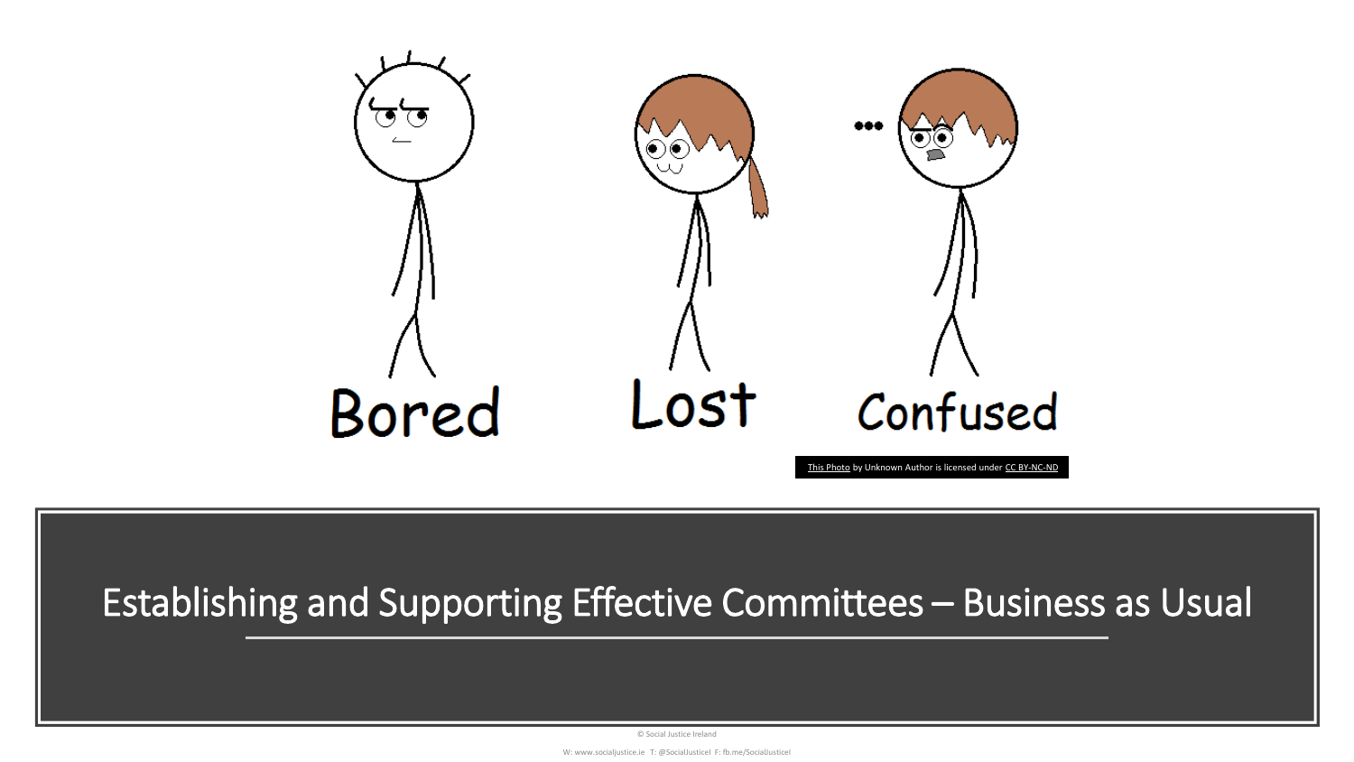Bored

Lost

Confused

This Photo by Unknown Author is licensed under CC BY-NC-ND

# Establishing and Supporting Effective Committees – Business as Usual

© Social Justice Ireland

W: www.socialjustice.ie T: @SocialJusticeI F: fb.me/SocialJusticeI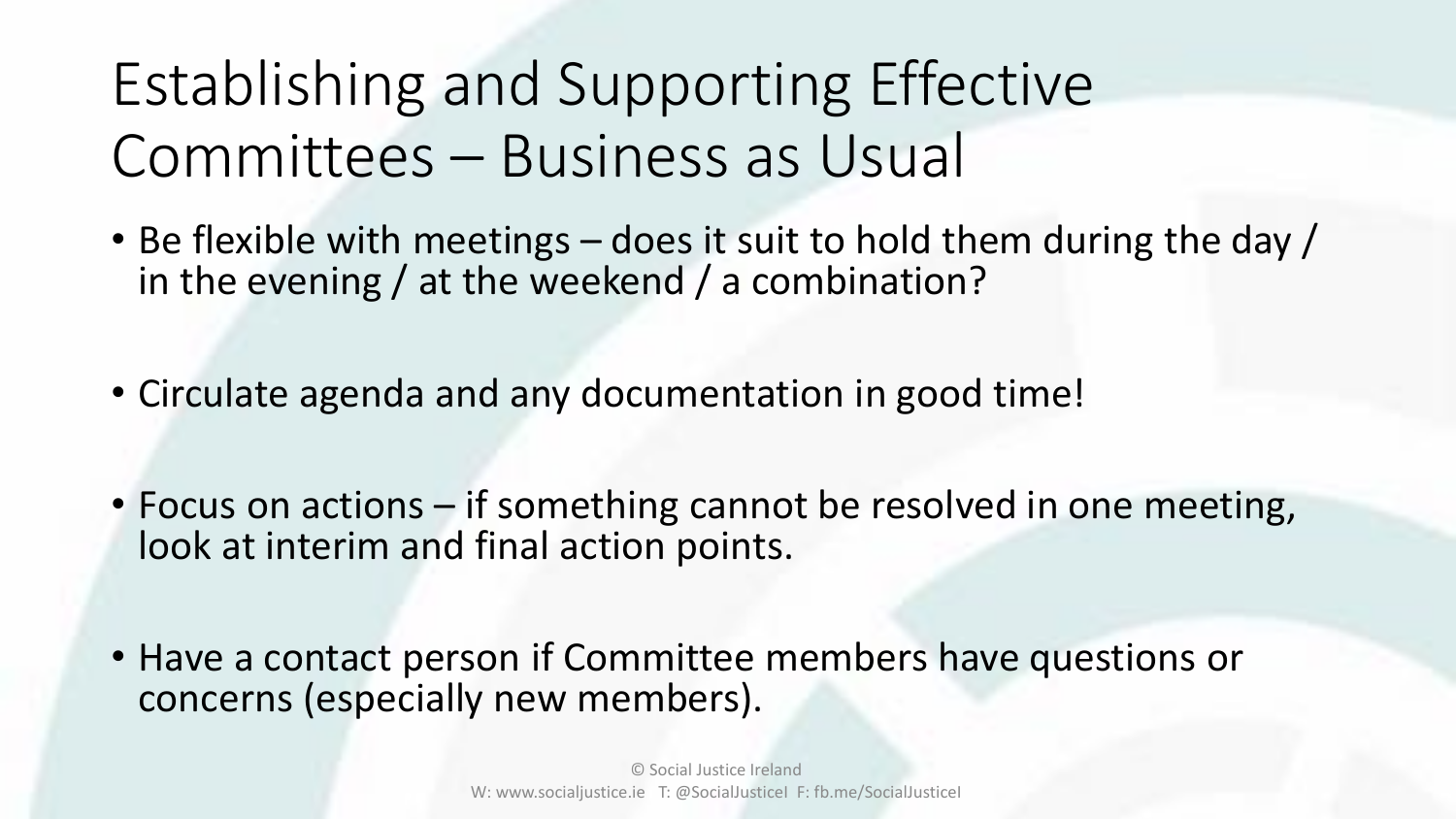# Establishing and Supporting Effective Committees – Business as Usual

- Be flexible with meetings – does it suit to hold them during the day / in the evening / at the weekend / a combination?
- Circulate agenda and any documentation in good time!
- Focus on actions – if something cannot be resolved in one meeting, look at interim and final action points.
- Have a contact person if Committee members have questions or concerns (especially new members).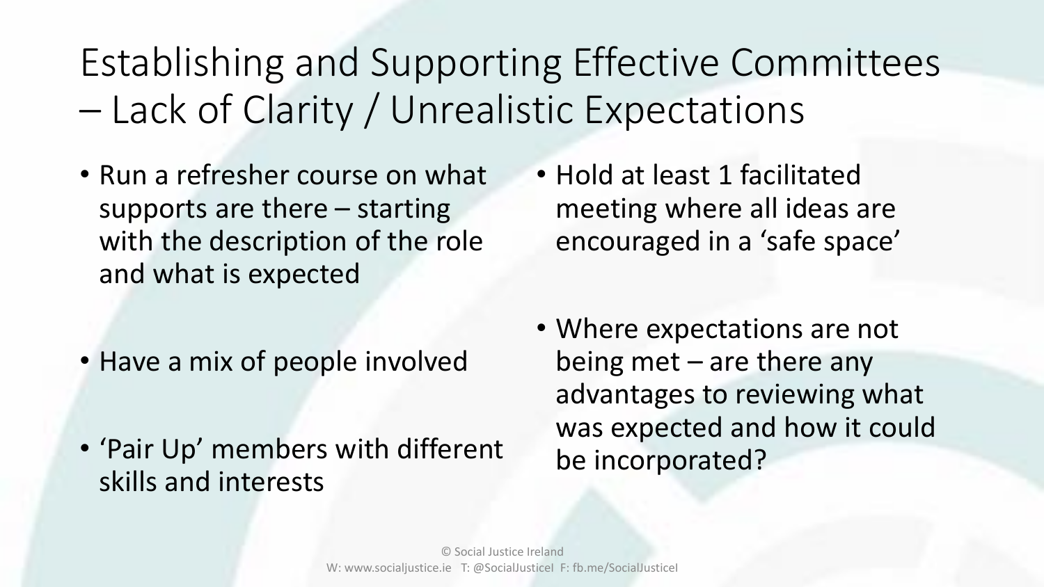# Establishing and Supporting Effective Committees – Lack of Clarity / Unrealistic Expectations

- Run a refresher course on what supports are there – starting with the description of the role and what is expected
- Have a mix of people involved
- 'Pair Up' members with different skills and interests
- Hold at least 1 facilitated meeting where all ideas are encouraged in a 'safe space'
- Where expectations are not being met – are there any advantages to reviewing what was expected and how it could be incorporated?

© Social Justice Ireland
W: www.socialjustice.ie T: @SocialJusticeI F: fb.me/SocialJusticeI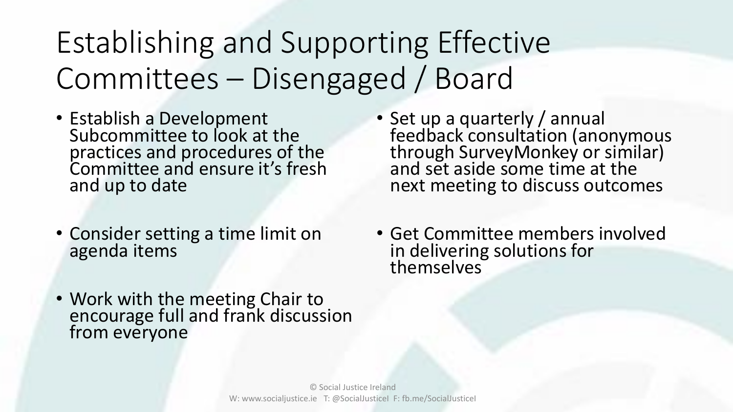# Establishing and Supporting Effective Committees – Disengaged / Board

- Establish a Development Subcommittee to look at the practices and procedures of the Committee and ensure it's fresh and up to date
- Consider setting a time limit on agenda items
- Work with the meeting Chair to encourage full and frank discussion from everyone
- Set up a quarterly / annual feedback consultation (anonymous through SurveyMonkey or similar) and set aside some time at the next meeting to discuss outcomes
- Get Committee members involved in delivering solutions for themselves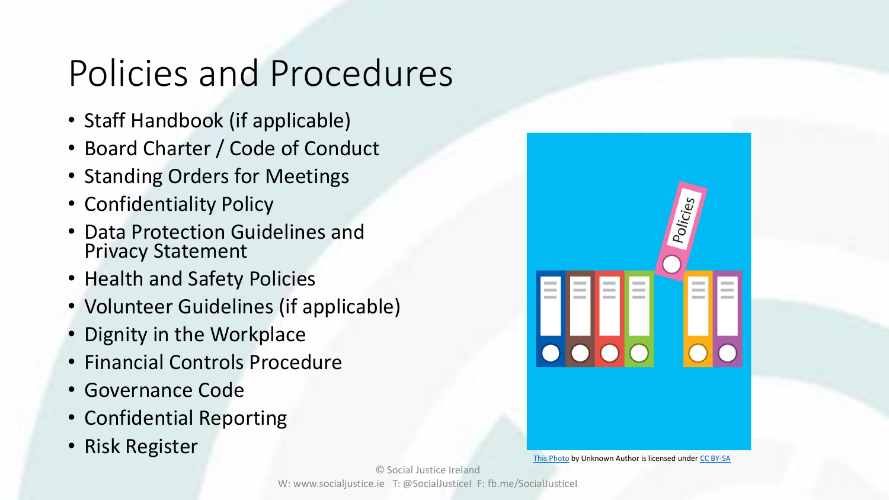# Policies and Procedures

- Staff Handbook (if applicable)
- Board Charter / Code of Conduct
- Standing Orders for Meetings
- Confidentiality Policy
- Data Protection Guidelines and Privacy Statement
- Health and Safety Policies
- Volunteer Guidelines (if applicable)
- Dignity in the Workplace
- Financial Controls Procedure
- Governance Code
- Confidential Reporting
- Risk Register

This Photo by Unknown Author is licensed under CC BY-SA

© Social Justice Ireland
W: www.socialjustice.ie T: @SocialJusticeI F: fb.me/SocialJusticeI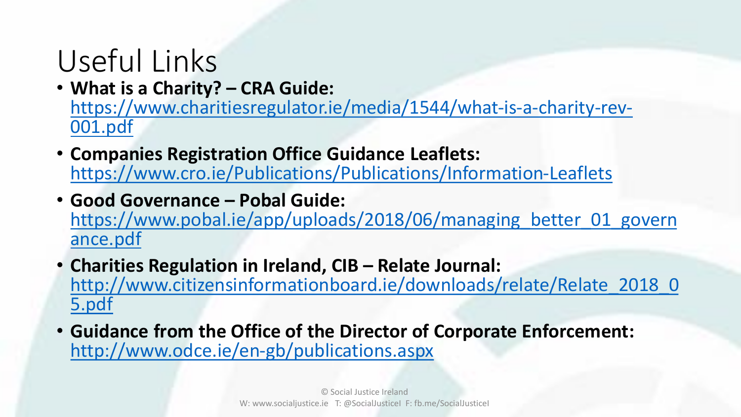# Useful Links

- **What is a Charity? – CRA Guide:** https://www.charitiesregulator.ie/media/1544/what-is-a-charity-rev-001.pdf
- **Companies Registration Office Guidance Leaflets:** https://www.cro.ie/Publications/Publications/Information-Leaflets
- **Good Governance – Pobal Guide:** https://www.pobal.ie/app/uploads/2018/06/managing_better_01_governance.pdf
- **Charities Regulation in Ireland, CIB – Relate Journal:** http://www.citizensinformationboard.ie/downloads/relate/Relate_2018_05.pdf
- **Guidance from the Office of the Director of Corporate Enforcement:** http://www.odce.ie/en-gb/publications.aspx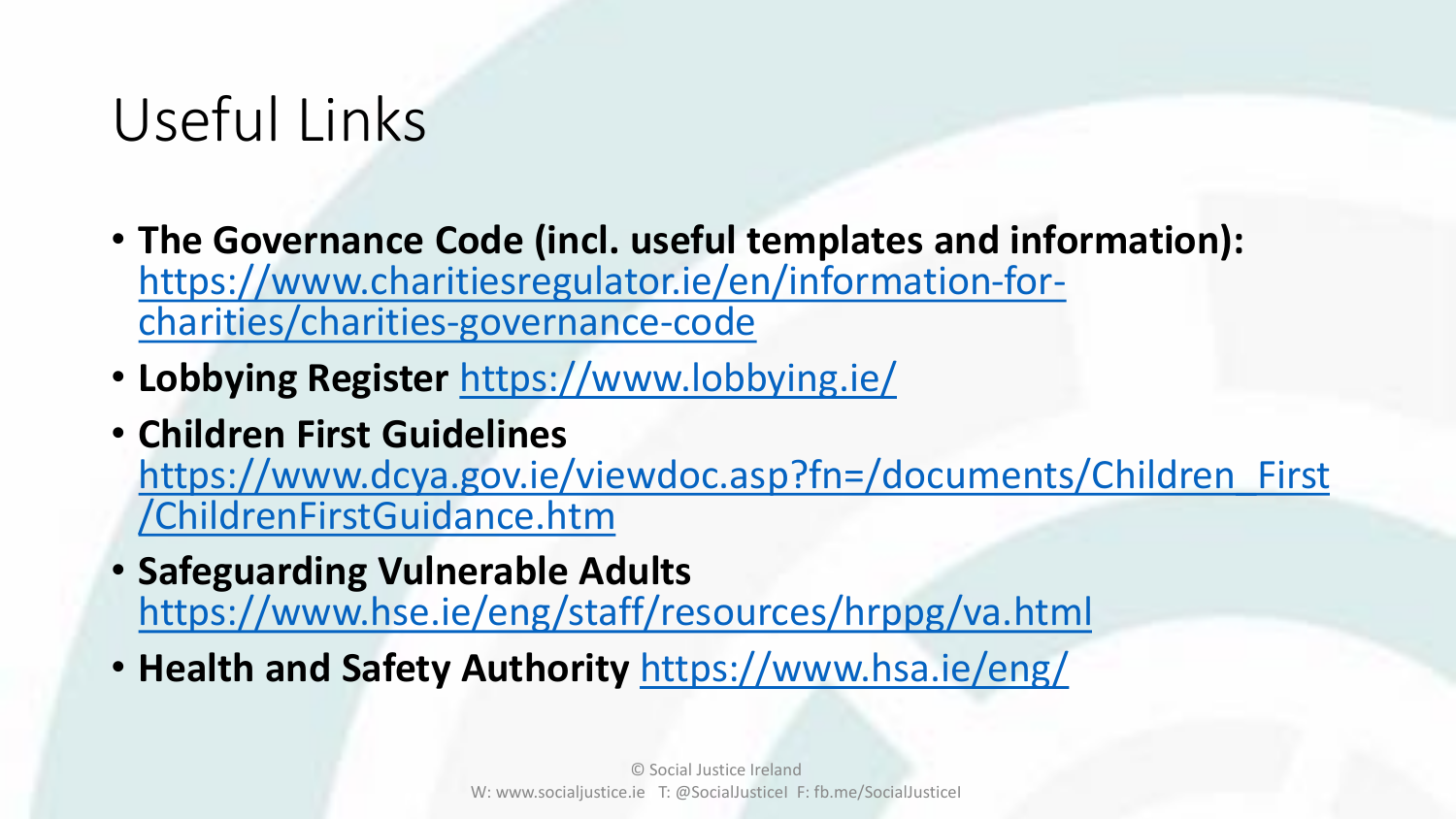# Useful Links

- **The Governance Code (incl. useful templates and information):** https://www.charitiesregulator.ie/en/information-for-charities/charities-governance-code
- **Lobbying Register** https://www.lobbying.ie/
- **Children First Guidelines** https://www.dcya.gov.ie/viewdoc.asp?fn=/documents/Children_First/ChildrenFirstGuidance.htm
- **Safeguarding Vulnerable Adults** https://www.hse.ie/eng/staff/resources/hrppg/va.html
- **Health and Safety Authority** https://www.hsa.ie/eng/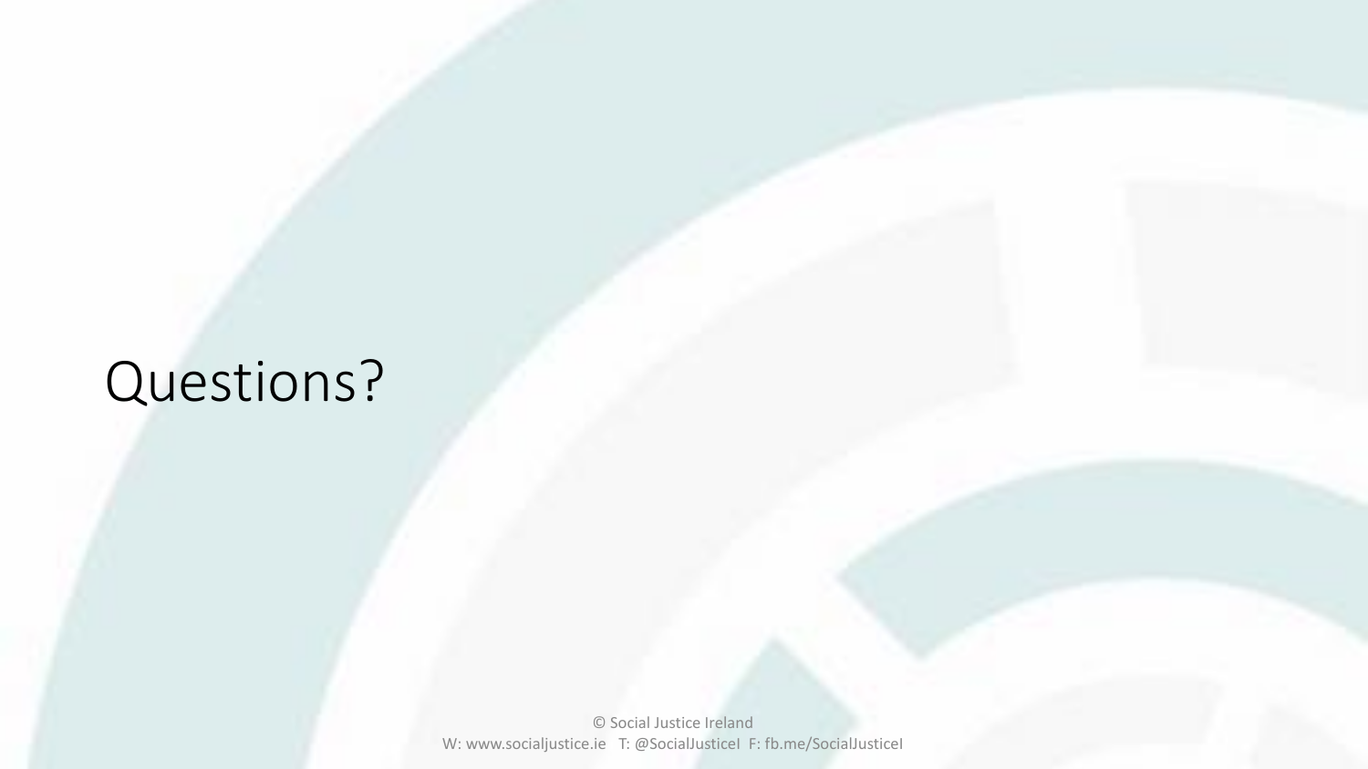# Questions?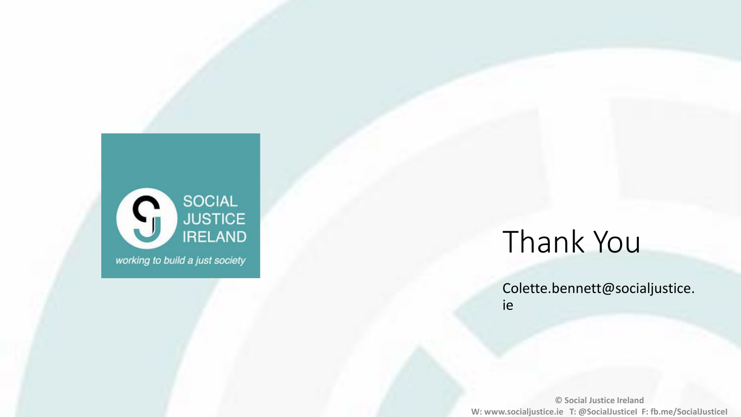SOCIAL JUSTICE IRELAND

*working to build a just society*

# Thank You

Colette.bennett@socialjustice.ie

© Social Justice Ireland

W: www.socialjustice.ie T: @SocialJusticeI F: fb.me/SocialJusticeI